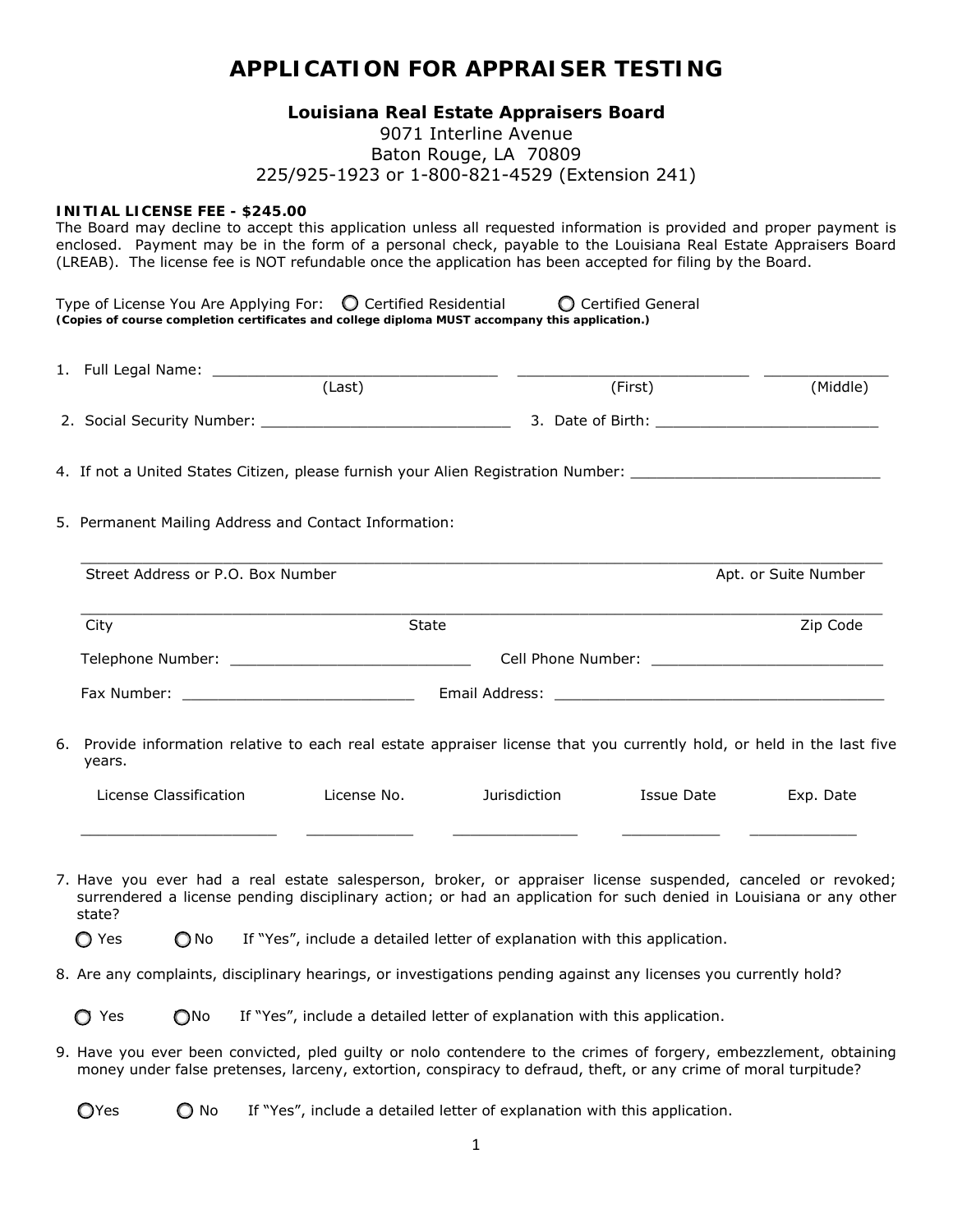# APPLICATION FOR APPRAISER TESTING

**Louisiana Real Estate Appraisers Board**
9071 Interline Avenue
Baton Rouge, LA 70809
225/925-1923 or 1-800-821-4529 (Extension 241)

**INITIAL LICENSE FEE - $245.00**
The Board may decline to accept this application unless all requested information is provided and proper payment is enclosed. Payment may be in the form of a personal check, payable to the Louisiana Real Estate Appraisers Board (LREAB). The license fee is NOT refundable once the application has been accepted for filing by the Board.

Type of License You Are Applying For: ○ Certified Residential ○ Certified General
**(Copies of course completion certificates and college diploma MUST accompany this application.)**

1. Full Legal Name: ______________________________ ______________________________ ______________
   (Last) (First) (Middle)

2. Social Security Number: ____________________________ 3. Date of Birth: _________________________

4. If not a United States Citizen, please furnish your Alien Registration Number: ____________________________

5. Permanent Mailing Address and Contact Information:

   ______________________________________________________________________________
   Street Address or P.O. Box Number Apt. or Suite Number

   ______________________________________________________________________________
   City State Zip Code

   Telephone Number: ___________________________ Cell Phone Number: __________________________

   Fax Number: _________________________ Email Address: ___________________________________

6. Provide information relative to each real estate appraiser license that you currently hold, or held in the last five years.

| License Classification | License No. | Jurisdiction | Issue Date | Exp. Date |
| --- | --- | --- | --- | --- |
| | | | | |

7. Have you ever had a real estate salesperson, broker, or appraiser license suspended, canceled or revoked; surrendered a license pending disciplinary action; or had an application for such denied in Louisiana or any other state?

   ○ Yes ○ No If "Yes", include a detailed letter of explanation with this application.

8. Are any complaints, disciplinary hearings, or investigations pending against any licenses you currently hold?

   ○ Yes ○ No If "Yes", include a detailed letter of explanation with this application.

9. Have you ever been convicted, pled guilty or nolo contendere to the crimes of forgery, embezzlement, obtaining money under false pretenses, larceny, extortion, conspiracy to defraud, theft, or any crime of moral turpitude?

   ○ Yes ○ No If "Yes", include a detailed letter of explanation with this application.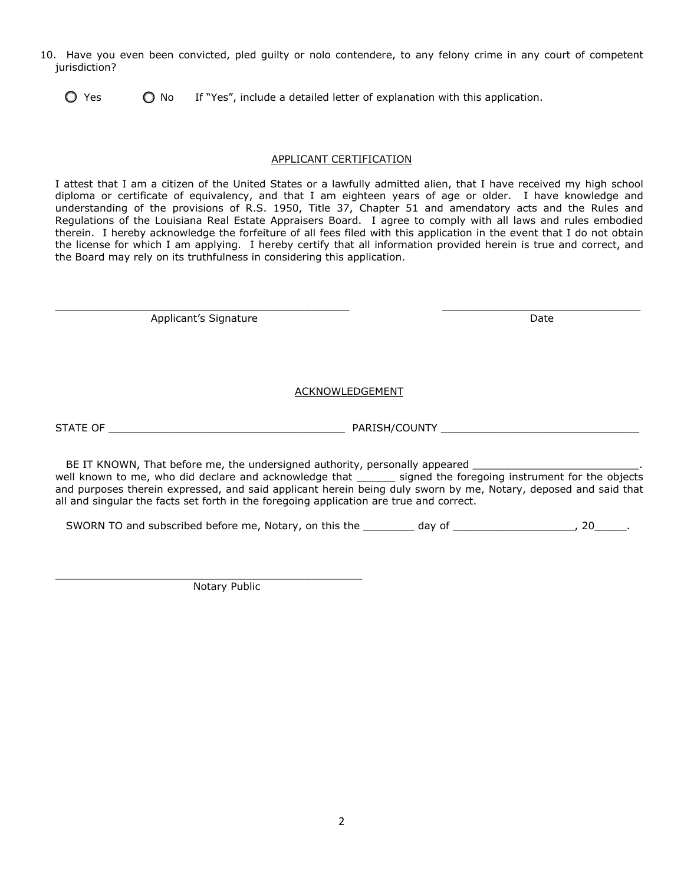10. Have you even been convicted, pled guilty or nolo contendere, to any felony crime in any court of competent jurisdiction?

○ Yes ○ No If "Yes", include a detailed letter of explanation with this application.

## APPLICANT CERTIFICATION

I attest that I am a citizen of the United States or a lawfully admitted alien, that I have received my high school diploma or certificate of equivalency, and that I am eighteen years of age or older. I have knowledge and understanding of the provisions of R.S. 1950, Title 37, Chapter 51 and amendatory acts and the Rules and Regulations of the Louisiana Real Estate Appraisers Board. I agree to comply with all laws and rules embodied therein. I hereby acknowledge the forfeiture of all fees filed with this application in the event that I do not obtain the license for which I am applying. I hereby certify that all information provided herein is true and correct, and the Board may rely on its truthfulness in considering this application.

_______________________________________________ Applicant's Signature

_______________________________ Date

## ACKNOWLEDGEMENT

STATE OF ____________________________________ PARISH/COUNTY ______________________________

BE IT KNOWN, That before me, the undersigned authority, personally appeared __________________________. well known to me, who did declare and acknowledge that ______ signed the foregoing instrument for the objects and purposes therein expressed, and said applicant herein being duly sworn by me, Notary, deposed and said that all and singular the facts set forth in the foregoing application are true and correct.

SWORN TO and subscribed before me, Notary, on this the ________ day of ___________________, 20_____.

_________________________________________________ Notary Public